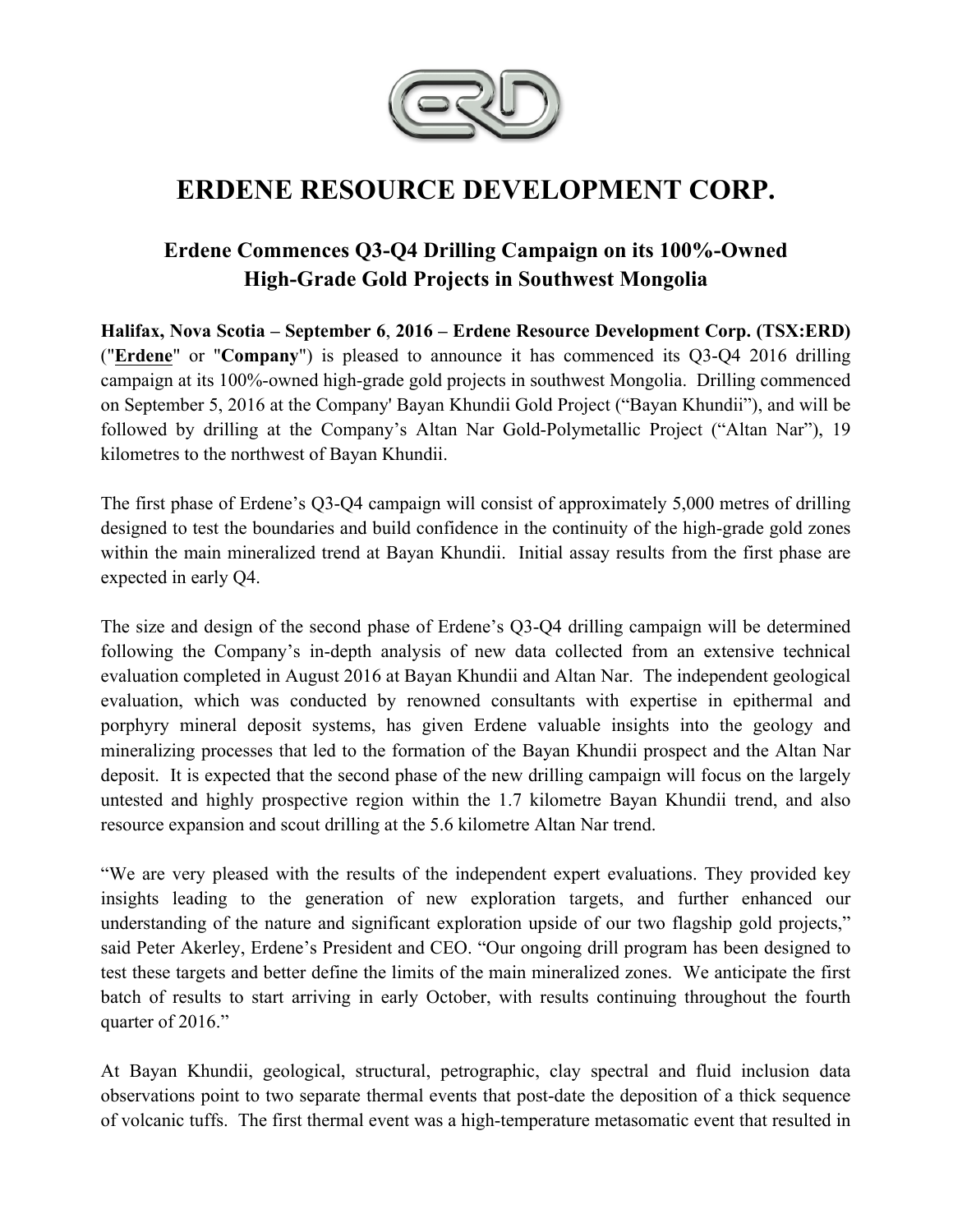# ERDENE RESOURCE DEVELOPMENT CORP.

## Erdene Commences Q3-Q4 Drilling Campaign on its 100%-Owned High-Grade Gold Projects in Southwest Mongolia

**Halifax, Nova Scotia – September 6, 2016 – Erdene Resource Development Corp. (TSX:ERD)** ("**Erdene**" or "**Company**") is pleased to announce it has commenced its Q3-Q4 2016 drilling campaign at its 100%-owned high-grade gold projects in southwest Mongolia. Drilling commenced on September 5, 2016 at the Company' Bayan Khundii Gold Project ("Bayan Khundii"), and will be followed by drilling at the Company's Altan Nar Gold-Polymetallic Project ("Altan Nar"), 19 kilometres to the northwest of Bayan Khundii.

The first phase of Erdene's Q3-Q4 campaign will consist of approximately 5,000 metres of drilling designed to test the boundaries and build confidence in the continuity of the high-grade gold zones within the main mineralized trend at Bayan Khundii. Initial assay results from the first phase are expected in early Q4.

The size and design of the second phase of Erdene's Q3-Q4 drilling campaign will be determined following the Company's in-depth analysis of new data collected from an extensive technical evaluation completed in August 2016 at Bayan Khundii and Altan Nar. The independent geological evaluation, which was conducted by renowned consultants with expertise in epithermal and porphyry mineral deposit systems, has given Erdene valuable insights into the geology and mineralizing processes that led to the formation of the Bayan Khundii prospect and the Altan Nar deposit. It is expected that the second phase of the new drilling campaign will focus on the largely untested and highly prospective region within the 1.7 kilometre Bayan Khundii trend, and also resource expansion and scout drilling at the 5.6 kilometre Altan Nar trend.

"We are very pleased with the results of the independent expert evaluations. They provided key insights leading to the generation of new exploration targets, and further enhanced our understanding of the nature and significant exploration upside of our two flagship gold projects," said Peter Akerley, Erdene's President and CEO. "Our ongoing drill program has been designed to test these targets and better define the limits of the main mineralized zones. We anticipate the first batch of results to start arriving in early October, with results continuing throughout the fourth quarter of 2016."

At Bayan Khundii, geological, structural, petrographic, clay spectral and fluid inclusion data observations point to two separate thermal events that post-date the deposition of a thick sequence of volcanic tuffs. The first thermal event was a high-temperature metasomatic event that resulted in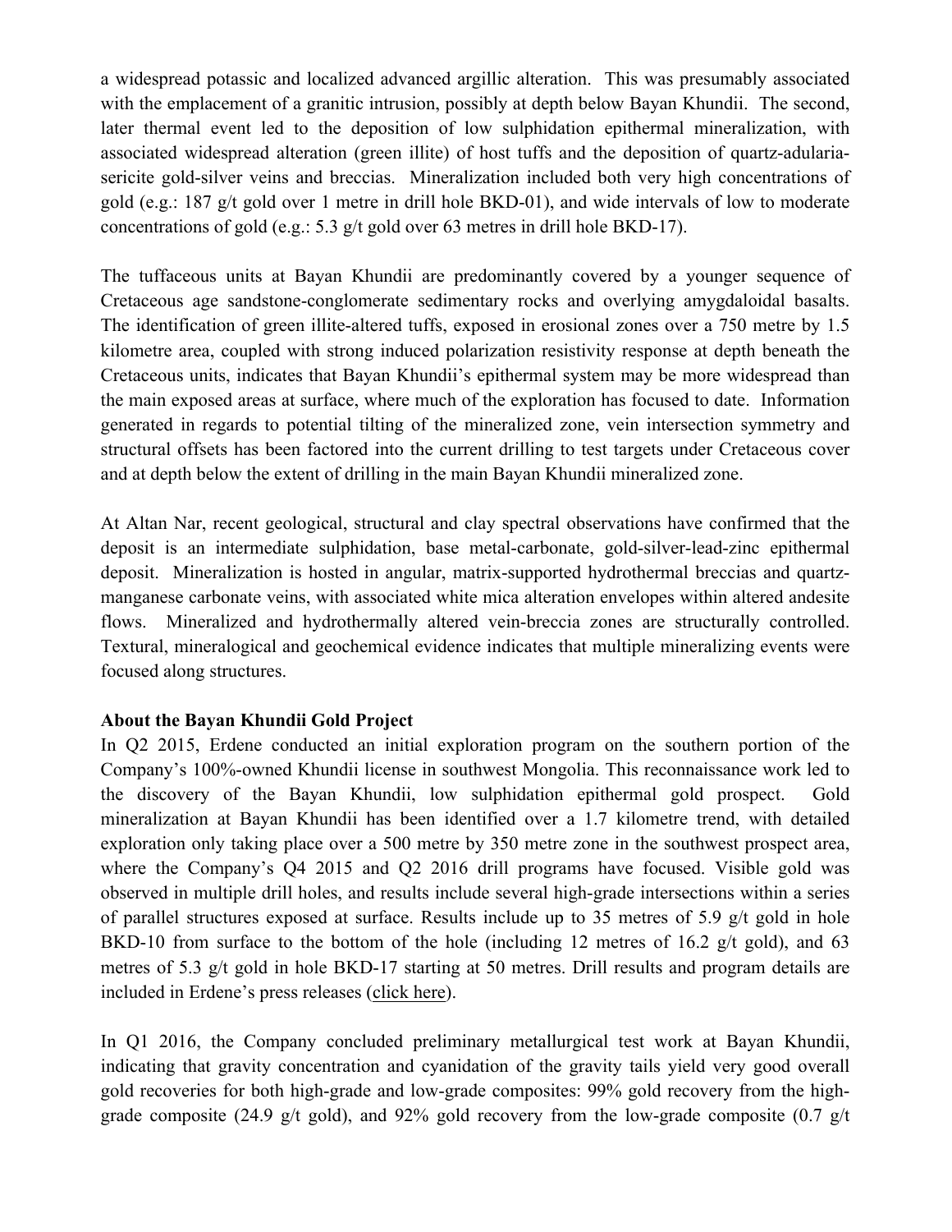a widespread potassic and localized advanced argillic alteration. This was presumably associated with the emplacement of a granitic intrusion, possibly at depth below Bayan Khundii. The second, later thermal event led to the deposition of low sulphidation epithermal mineralization, with associated widespread alteration (green illite) of host tuffs and the deposition of quartz-adularia-sericite gold-silver veins and breccias. Mineralization included both very high concentrations of gold (e.g.: 187 g/t gold over 1 metre in drill hole BKD-01), and wide intervals of low to moderate concentrations of gold (e.g.: 5.3 g/t gold over 63 metres in drill hole BKD-17).

The tuffaceous units at Bayan Khundii are predominantly covered by a younger sequence of Cretaceous age sandstone-conglomerate sedimentary rocks and overlying amygdaloidal basalts. The identification of green illite-altered tuffs, exposed in erosional zones over a 750 metre by 1.5 kilometre area, coupled with strong induced polarization resistivity response at depth beneath the Cretaceous units, indicates that Bayan Khundii's epithermal system may be more widespread than the main exposed areas at surface, where much of the exploration has focused to date. Information generated in regards to potential tilting of the mineralized zone, vein intersection symmetry and structural offsets has been factored into the current drilling to test targets under Cretaceous cover and at depth below the extent of drilling in the main Bayan Khundii mineralized zone.

At Altan Nar, recent geological, structural and clay spectral observations have confirmed that the deposit is an intermediate sulphidation, base metal-carbonate, gold-silver-lead-zinc epithermal deposit. Mineralization is hosted in angular, matrix-supported hydrothermal breccias and quartz-manganese carbonate veins, with associated white mica alteration envelopes within altered andesite flows. Mineralized and hydrothermally altered vein-breccia zones are structurally controlled. Textural, mineralogical and geochemical evidence indicates that multiple mineralizing events were focused along structures.

**About the Bayan Khundii Gold Project**

In Q2 2015, Erdene conducted an initial exploration program on the southern portion of the Company's 100%-owned Khundii license in southwest Mongolia. This reconnaissance work led to the discovery of the Bayan Khundii, low sulphidation epithermal gold prospect. Gold mineralization at Bayan Khundii has been identified over a 1.7 kilometre trend, with detailed exploration only taking place over a 500 metre by 350 metre zone in the southwest prospect area, where the Company's Q4 2015 and Q2 2016 drill programs have focused. Visible gold was observed in multiple drill holes, and results include several high-grade intersections within a series of parallel structures exposed at surface. Results include up to 35 metres of 5.9 g/t gold in hole BKD-10 from surface to the bottom of the hole (including 12 metres of 16.2 g/t gold), and 63 metres of 5.3 g/t gold in hole BKD-17 starting at 50 metres. Drill results and program details are included in Erdene's press releases (click here).

In Q1 2016, the Company concluded preliminary metallurgical test work at Bayan Khundii, indicating that gravity concentration and cyanidation of the gravity tails yield very good overall gold recoveries for both high-grade and low-grade composites: 99% gold recovery from the high-grade composite (24.9 g/t gold), and 92% gold recovery from the low-grade composite (0.7 g/t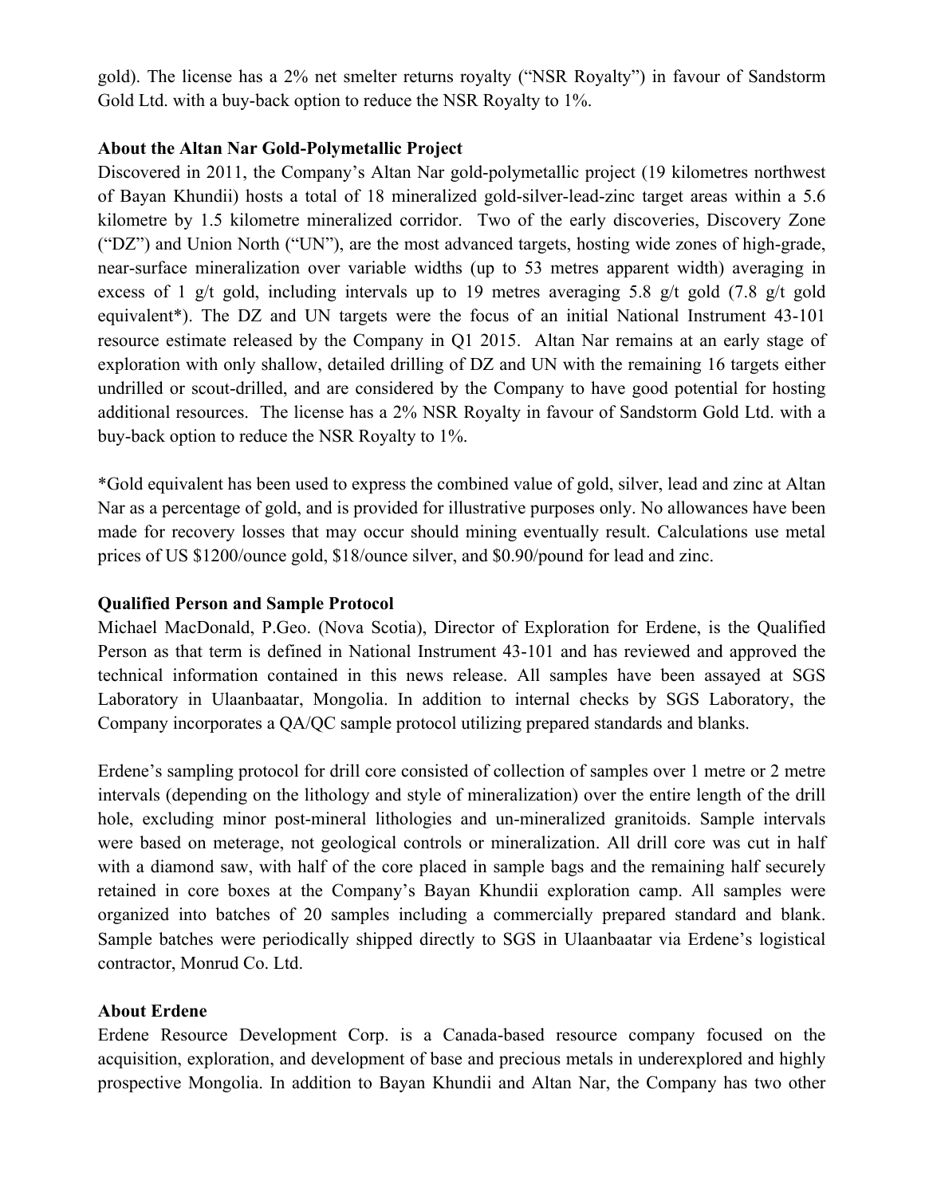gold). The license has a 2% net smelter returns royalty ("NSR Royalty") in favour of Sandstorm Gold Ltd. with a buy-back option to reduce the NSR Royalty to 1%.

**About the Altan Nar Gold-Polymetallic Project**

Discovered in 2011, the Company's Altan Nar gold-polymetallic project (19 kilometres northwest of Bayan Khundii) hosts a total of 18 mineralized gold-silver-lead-zinc target areas within a 5.6 kilometre by 1.5 kilometre mineralized corridor. Two of the early discoveries, Discovery Zone ("DZ") and Union North ("UN"), are the most advanced targets, hosting wide zones of high-grade, near-surface mineralization over variable widths (up to 53 metres apparent width) averaging in excess of 1 g/t gold, including intervals up to 19 metres averaging 5.8 g/t gold (7.8 g/t gold equivalent*). The DZ and UN targets were the focus of an initial National Instrument 43-101 resource estimate released by the Company in Q1 2015. Altan Nar remains at an early stage of exploration with only shallow, detailed drilling of DZ and UN with the remaining 16 targets either undrilled or scout-drilled, and are considered by the Company to have good potential for hosting additional resources. The license has a 2% NSR Royalty in favour of Sandstorm Gold Ltd. with a buy-back option to reduce the NSR Royalty to 1%.

*Gold equivalent has been used to express the combined value of gold, silver, lead and zinc at Altan Nar as a percentage of gold, and is provided for illustrative purposes only. No allowances have been made for recovery losses that may occur should mining eventually result. Calculations use metal prices of US $1200/ounce gold, $18/ounce silver, and $0.90/pound for lead and zinc.

**Qualified Person and Sample Protocol**

Michael MacDonald, P.Geo. (Nova Scotia), Director of Exploration for Erdene, is the Qualified Person as that term is defined in National Instrument 43-101 and has reviewed and approved the technical information contained in this news release. All samples have been assayed at SGS Laboratory in Ulaanbaatar, Mongolia. In addition to internal checks by SGS Laboratory, the Company incorporates a QA/QC sample protocol utilizing prepared standards and blanks.

Erdene's sampling protocol for drill core consisted of collection of samples over 1 metre or 2 metre intervals (depending on the lithology and style of mineralization) over the entire length of the drill hole, excluding minor post-mineral lithologies and un-mineralized granitoids. Sample intervals were based on meterage, not geological controls or mineralization. All drill core was cut in half with a diamond saw, with half of the core placed in sample bags and the remaining half securely retained in core boxes at the Company's Bayan Khundii exploration camp. All samples were organized into batches of 20 samples including a commercially prepared standard and blank. Sample batches were periodically shipped directly to SGS in Ulaanbaatar via Erdene's logistical contractor, Monrud Co. Ltd.

**About Erdene**

Erdene Resource Development Corp. is a Canada-based resource company focused on the acquisition, exploration, and development of base and precious metals in underexplored and highly prospective Mongolia. In addition to Bayan Khundii and Altan Nar, the Company has two other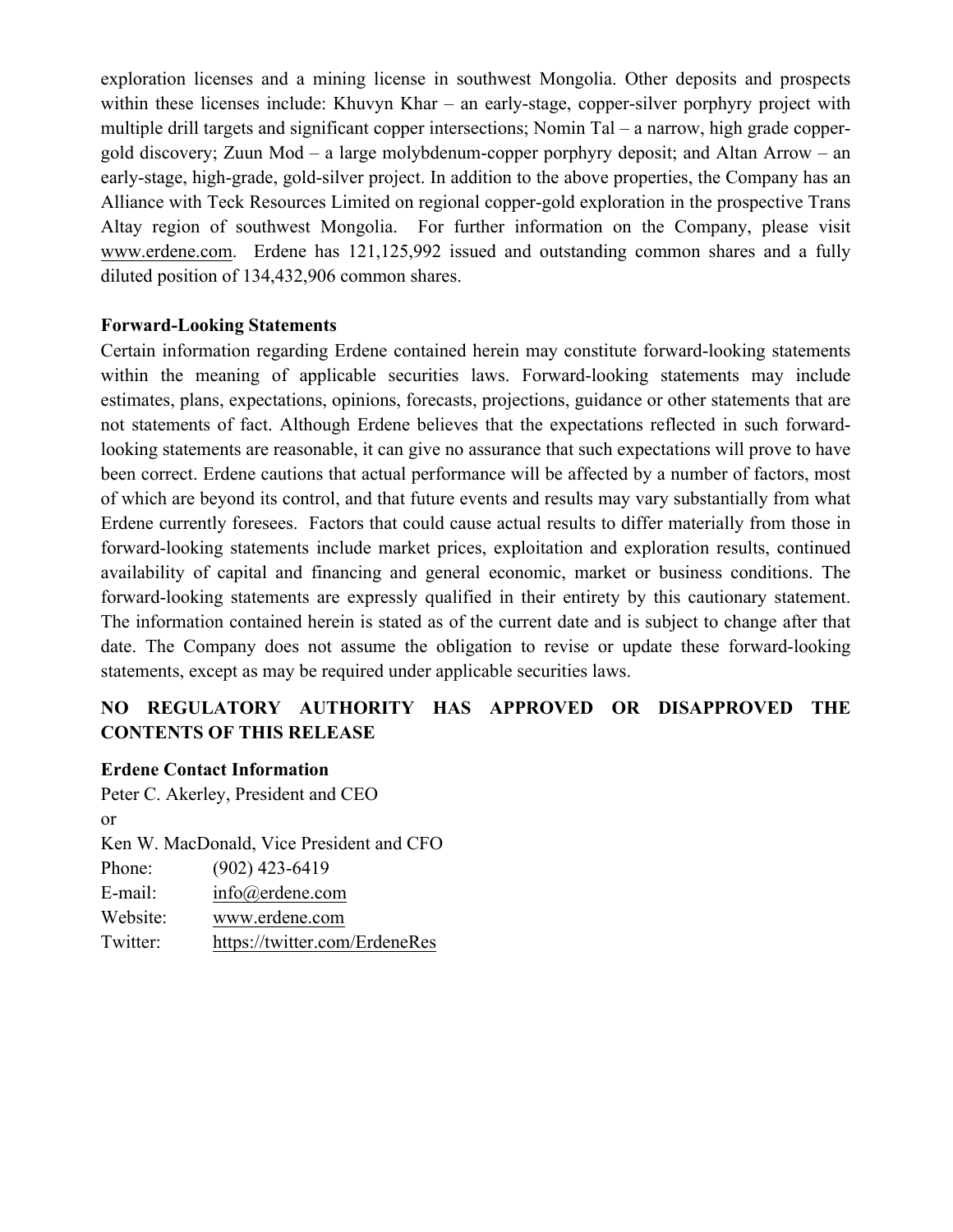exploration licenses and a mining license in southwest Mongolia. Other deposits and prospects within these licenses include: Khuvyn Khar – an early-stage, copper-silver porphyry project with multiple drill targets and significant copper intersections; Nomin Tal – a narrow, high grade copper-gold discovery; Zuun Mod – a large molybdenum-copper porphyry deposit; and Altan Arrow – an early-stage, high-grade, gold-silver project. In addition to the above properties, the Company has an Alliance with Teck Resources Limited on regional copper-gold exploration in the prospective Trans Altay region of southwest Mongolia. For further information on the Company, please visit www.erdene.com. Erdene has 121,125,992 issued and outstanding common shares and a fully diluted position of 134,432,906 common shares.

**Forward-Looking Statements**

Certain information regarding Erdene contained herein may constitute forward-looking statements within the meaning of applicable securities laws. Forward-looking statements may include estimates, plans, expectations, opinions, forecasts, projections, guidance or other statements that are not statements of fact. Although Erdene believes that the expectations reflected in such forward-looking statements are reasonable, it can give no assurance that such expectations will prove to have been correct. Erdene cautions that actual performance will be affected by a number of factors, most of which are beyond its control, and that future events and results may vary substantially from what Erdene currently foresees. Factors that could cause actual results to differ materially from those in forward-looking statements include market prices, exploitation and exploration results, continued availability of capital and financing and general economic, market or business conditions. The forward-looking statements are expressly qualified in their entirety by this cautionary statement. The information contained herein is stated as of the current date and is subject to change after that date. The Company does not assume the obligation to revise or update these forward-looking statements, except as may be required under applicable securities laws.

**NO REGULATORY AUTHORITY HAS APPROVED OR DISAPPROVED THE CONTENTS OF THIS RELEASE**

**Erdene Contact Information**

Peter C. Akerley, President and CEO
or
Ken W. MacDonald, Vice President and CFO
Phone: (902) 423-6419
E-mail: info@erdene.com
Website: www.erdene.com
Twitter: https://twitter.com/ErdeneRes